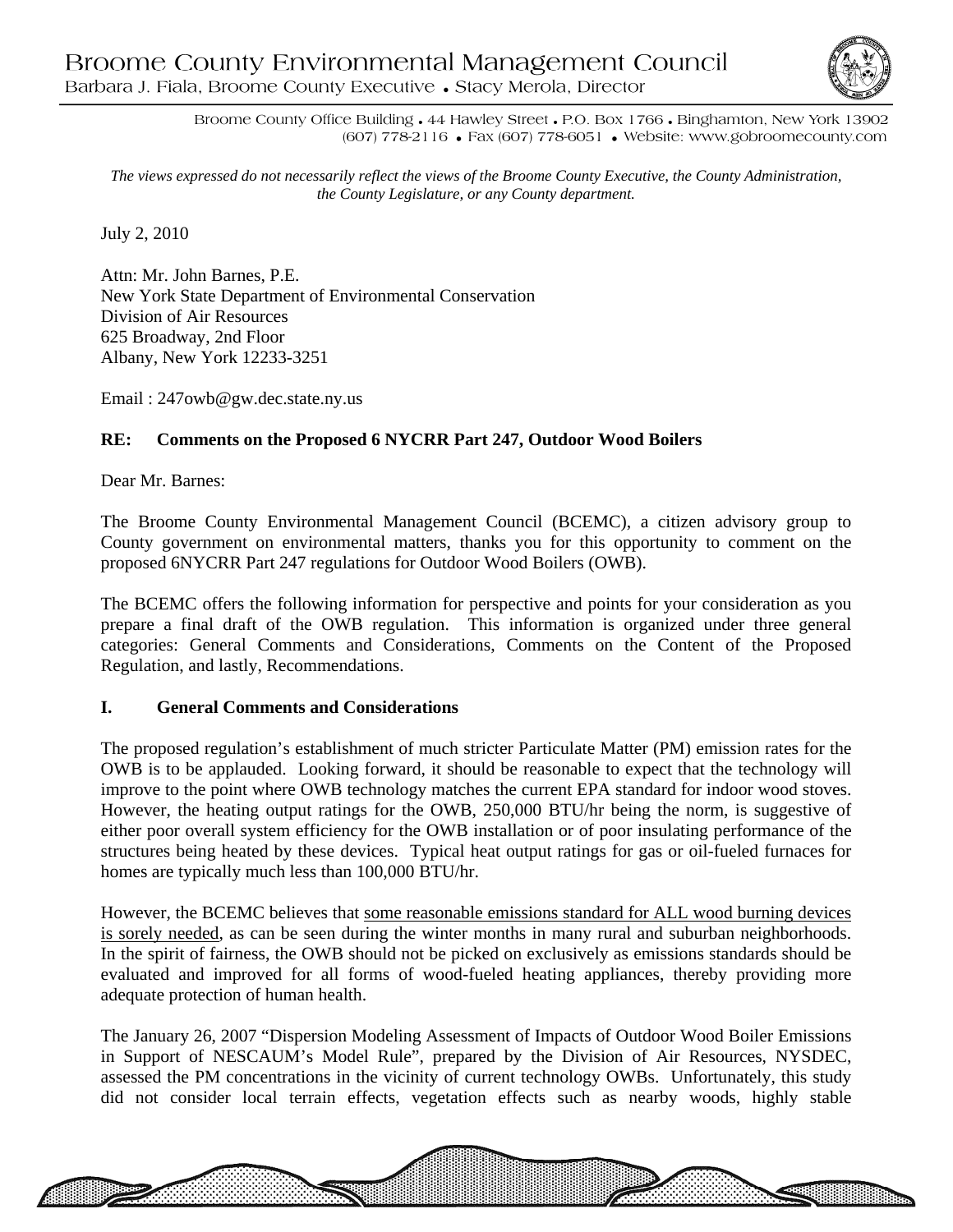# Broome County Environmental Management Council

Barbara J. Fiala, Broome County Executive • Stacy Merola, Director

Broome County Office Building • 44 Hawley Street • P.O. Box 1766 • Binghamton, New York 13902
(607) 778-2116 • Fax (607) 778-6051 • Website: www.gobroomecounty.com

*The views expressed do not necessarily reflect the views of the Broome County Executive, the County Administration, the County Legislature, or any County department.*

July 2, 2010

Attn: Mr. John Barnes, P.E.
New York State Department of Environmental Conservation
Division of Air Resources
625 Broadway, 2nd Floor
Albany, New York 12233-3251

Email : 247owb@gw.dec.state.ny.us

**RE: Comments on the Proposed 6 NYCRR Part 247, Outdoor Wood Boilers**

Dear Mr. Barnes:

The Broome County Environmental Management Council (BCEMC), a citizen advisory group to County government on environmental matters, thanks you for this opportunity to comment on the proposed 6NYCRR Part 247 regulations for Outdoor Wood Boilers (OWB).

The BCEMC offers the following information for perspective and points for your consideration as you prepare a final draft of the OWB regulation. This information is organized under three general categories: General Comments and Considerations, Comments on the Content of the Proposed Regulation, and lastly, Recommendations.

## I. General Comments and Considerations

The proposed regulation's establishment of much stricter Particulate Matter (PM) emission rates for the OWB is to be applauded. Looking forward, it should be reasonable to expect that the technology will improve to the point where OWB technology matches the current EPA standard for indoor wood stoves. However, the heating output ratings for the OWB, 250,000 BTU/hr being the norm, is suggestive of either poor overall system efficiency for the OWB installation or of poor insulating performance of the structures being heated by these devices. Typical heat output ratings for gas or oil-fueled furnaces for homes are typically much less than 100,000 BTU/hr.

However, the BCEMC believes that some reasonable emissions standard for ALL wood burning devices is sorely needed, as can be seen during the winter months in many rural and suburban neighborhoods. In the spirit of fairness, the OWB should not be picked on exclusively as emissions standards should be evaluated and improved for all forms of wood-fueled heating appliances, thereby providing more adequate protection of human health.

The January 26, 2007 "Dispersion Modeling Assessment of Impacts of Outdoor Wood Boiler Emissions in Support of NESCAUM's Model Rule", prepared by the Division of Air Resources, NYSDEC, assessed the PM concentrations in the vicinity of current technology OWBs. Unfortunately, this study did not consider local terrain effects, vegetation effects such as nearby woods, highly stable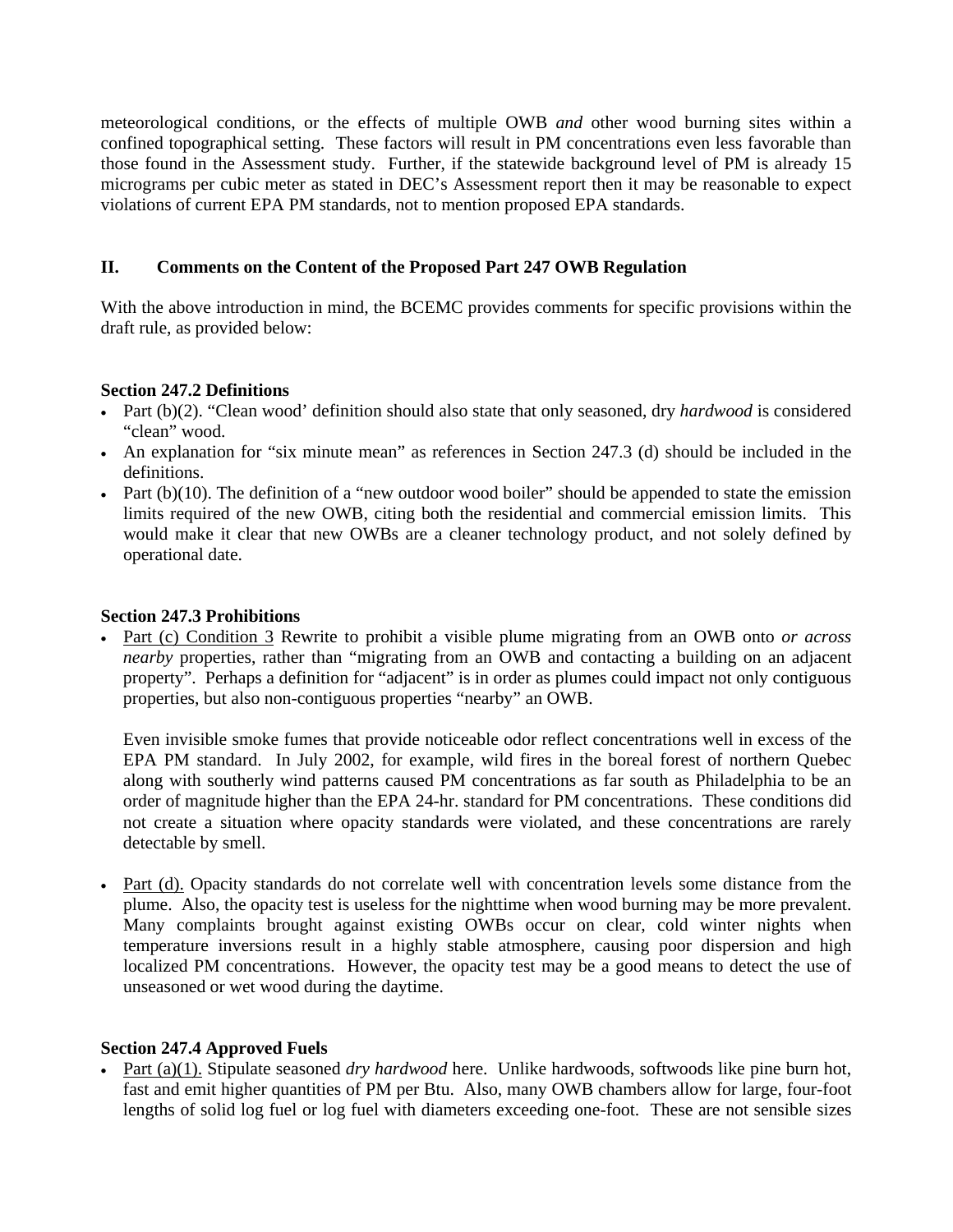meteorological conditions, or the effects of multiple OWB *and* other wood burning sites within a confined topographical setting. These factors will result in PM concentrations even less favorable than those found in the Assessment study. Further, if the statewide background level of PM is already 15 micrograms per cubic meter as stated in DEC's Assessment report then it may be reasonable to expect violations of current EPA PM standards, not to mention proposed EPA standards.

## II. Comments on the Content of the Proposed Part 247 OWB Regulation

With the above introduction in mind, the BCEMC provides comments for specific provisions within the draft rule, as provided below:

### Section 247.2 Definitions

- Part (b)(2). "Clean wood' definition should also state that only seasoned, dry *hardwood* is considered "clean" wood.
- An explanation for "six minute mean" as references in Section 247.3 (d) should be included in the definitions.
- Part (b)(10). The definition of a "new outdoor wood boiler" should be appended to state the emission limits required of the new OWB, citing both the residential and commercial emission limits. This would make it clear that new OWBs are a cleaner technology product, and not solely defined by operational date.

### Section 247.3 Prohibitions

- <u>Part (c) Condition 3</u> Rewrite to prohibit a visible plume migrating from an OWB onto *or across nearby* properties, rather than "migrating from an OWB and contacting a building on an adjacent property". Perhaps a definition for "adjacent" is in order as plumes could impact not only contiguous properties, but also non-contiguous properties "nearby" an OWB.

  Even invisible smoke fumes that provide noticeable odor reflect concentrations well in excess of the EPA PM standard. In July 2002, for example, wild fires in the boreal forest of northern Quebec along with southerly wind patterns caused PM concentrations as far south as Philadelphia to be an order of magnitude higher than the EPA 24-hr. standard for PM concentrations. These conditions did not create a situation where opacity standards were violated, and these concentrations are rarely detectable by smell.

- <u>Part (d).</u> Opacity standards do not correlate well with concentration levels some distance from the plume. Also, the opacity test is useless for the nighttime when wood burning may be more prevalent. Many complaints brought against existing OWBs occur on clear, cold winter nights when temperature inversions result in a highly stable atmosphere, causing poor dispersion and high localized PM concentrations. However, the opacity test may be a good means to detect the use of unseasoned or wet wood during the daytime.

### Section 247.4 Approved Fuels

- <u>Part (a)(1).</u> Stipulate seasoned *dry hardwood* here. Unlike hardwoods, softwoods like pine burn hot, fast and emit higher quantities of PM per Btu. Also, many OWB chambers allow for large, four-foot lengths of solid log fuel or log fuel with diameters exceeding one-foot. These are not sensible sizes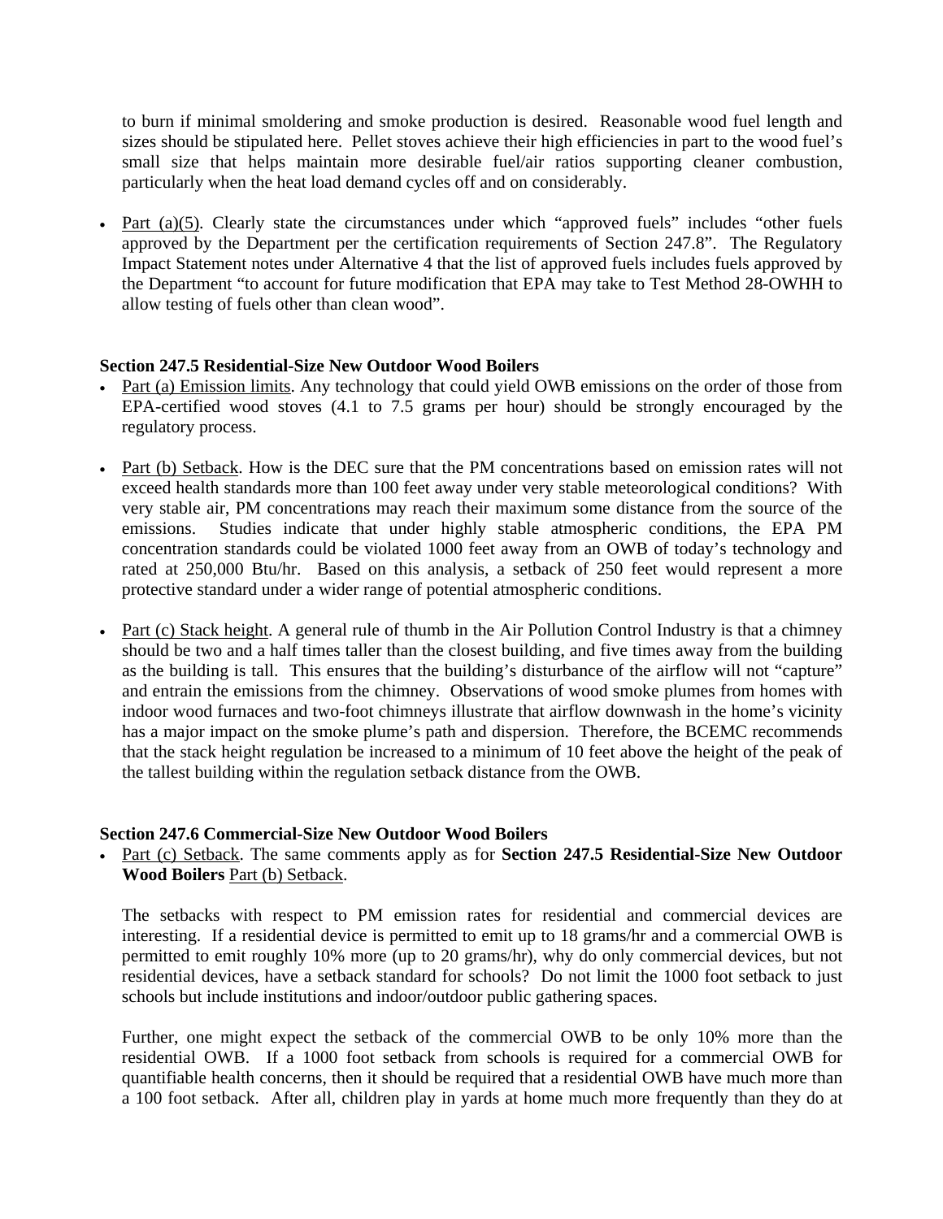to burn if minimal smoldering and smoke production is desired. Reasonable wood fuel length and sizes should be stipulated here. Pellet stoves achieve their high efficiencies in part to the wood fuel's small size that helps maintain more desirable fuel/air ratios supporting cleaner combustion, particularly when the heat load demand cycles off and on considerably.

- Part (a)(5). Clearly state the circumstances under which "approved fuels" includes "other fuels approved by the Department per the certification requirements of Section 247.8". The Regulatory Impact Statement notes under Alternative 4 that the list of approved fuels includes fuels approved by the Department "to account for future modification that EPA may take to Test Method 28-OWHH to allow testing of fuels other than clean wood".

**Section 247.5 Residential-Size New Outdoor Wood Boilers**

- Part (a) Emission limits. Any technology that could yield OWB emissions on the order of those from EPA-certified wood stoves (4.1 to 7.5 grams per hour) should be strongly encouraged by the regulatory process.
- Part (b) Setback. How is the DEC sure that the PM concentrations based on emission rates will not exceed health standards more than 100 feet away under very stable meteorological conditions? With very stable air, PM concentrations may reach their maximum some distance from the source of the emissions. Studies indicate that under highly stable atmospheric conditions, the EPA PM concentration standards could be violated 1000 feet away from an OWB of today's technology and rated at 250,000 Btu/hr. Based on this analysis, a setback of 250 feet would represent a more protective standard under a wider range of potential atmospheric conditions.
- Part (c) Stack height. A general rule of thumb in the Air Pollution Control Industry is that a chimney should be two and a half times taller than the closest building, and five times away from the building as the building is tall. This ensures that the building's disturbance of the airflow will not "capture" and entrain the emissions from the chimney. Observations of wood smoke plumes from homes with indoor wood furnaces and two-foot chimneys illustrate that airflow downwash in the home's vicinity has a major impact on the smoke plume's path and dispersion. Therefore, the BCEMC recommends that the stack height regulation be increased to a minimum of 10 feet above the height of the peak of the tallest building within the regulation setback distance from the OWB.

**Section 247.6 Commercial-Size New Outdoor Wood Boilers**

- Part (c) Setback. The same comments apply as for **Section 247.5 Residential-Size New Outdoor Wood Boilers** Part (b) Setback.

  The setbacks with respect to PM emission rates for residential and commercial devices are interesting. If a residential device is permitted to emit up to 18 grams/hr and a commercial OWB is permitted to emit roughly 10% more (up to 20 grams/hr), why do only commercial devices, but not residential devices, have a setback standard for schools? Do not limit the 1000 foot setback to just schools but include institutions and indoor/outdoor public gathering spaces.

  Further, one might expect the setback of the commercial OWB to be only 10% more than the residential OWB. If a 1000 foot setback from schools is required for a commercial OWB for quantifiable health concerns, then it should be required that a residential OWB have much more than a 100 foot setback. After all, children play in yards at home much more frequently than they do at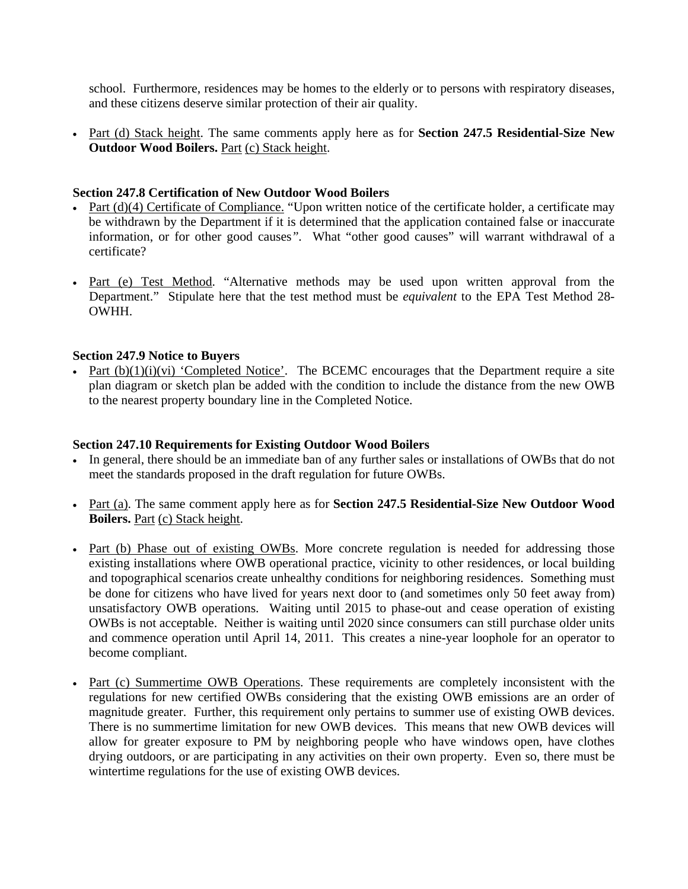school. Furthermore, residences may be homes to the elderly or to persons with respiratory diseases, and these citizens deserve similar protection of their air quality.

- Part (d) Stack height. The same comments apply here as for **Section 247.5 Residential-Size New Outdoor Wood Boilers.** Part (c) Stack height.

**Section 247.8 Certification of New Outdoor Wood Boilers**

- Part (d)(4) Certificate of Compliance. "Upon written notice of the certificate holder, a certificate may be withdrawn by the Department if it is determined that the application contained false or inaccurate information, or for other good causes". What "other good causes" will warrant withdrawal of a certificate?
- Part (e) Test Method. "Alternative methods may be used upon written approval from the Department." Stipulate here that the test method must be *equivalent* to the EPA Test Method 28-OWHH.

**Section 247.9 Notice to Buyers**

- Part (b)(1)(i)(vi) 'Completed Notice'. The BCEMC encourages that the Department require a site plan diagram or sketch plan be added with the condition to include the distance from the new OWB to the nearest property boundary line in the Completed Notice.

**Section 247.10 Requirements for Existing Outdoor Wood Boilers**

- In general, there should be an immediate ban of any further sales or installations of OWBs that do not meet the standards proposed in the draft regulation for future OWBs.
- Part (a). The same comment apply here as for **Section 247.5 Residential-Size New Outdoor Wood Boilers.** Part (c) Stack height.
- Part (b) Phase out of existing OWBs. More concrete regulation is needed for addressing those existing installations where OWB operational practice, vicinity to other residences, or local building and topographical scenarios create unhealthy conditions for neighboring residences. Something must be done for citizens who have lived for years next door to (and sometimes only 50 feet away from) unsatisfactory OWB operations. Waiting until 2015 to phase-out and cease operation of existing OWBs is not acceptable. Neither is waiting until 2020 since consumers can still purchase older units and commence operation until April 14, 2011. This creates a nine-year loophole for an operator to become compliant.
- Part (c) Summertime OWB Operations. These requirements are completely inconsistent with the regulations for new certified OWBs considering that the existing OWB emissions are an order of magnitude greater. Further, this requirement only pertains to summer use of existing OWB devices. There is no summertime limitation for new OWB devices. This means that new OWB devices will allow for greater exposure to PM by neighboring people who have windows open, have clothes drying outdoors, or are participating in any activities on their own property. Even so, there must be wintertime regulations for the use of existing OWB devices.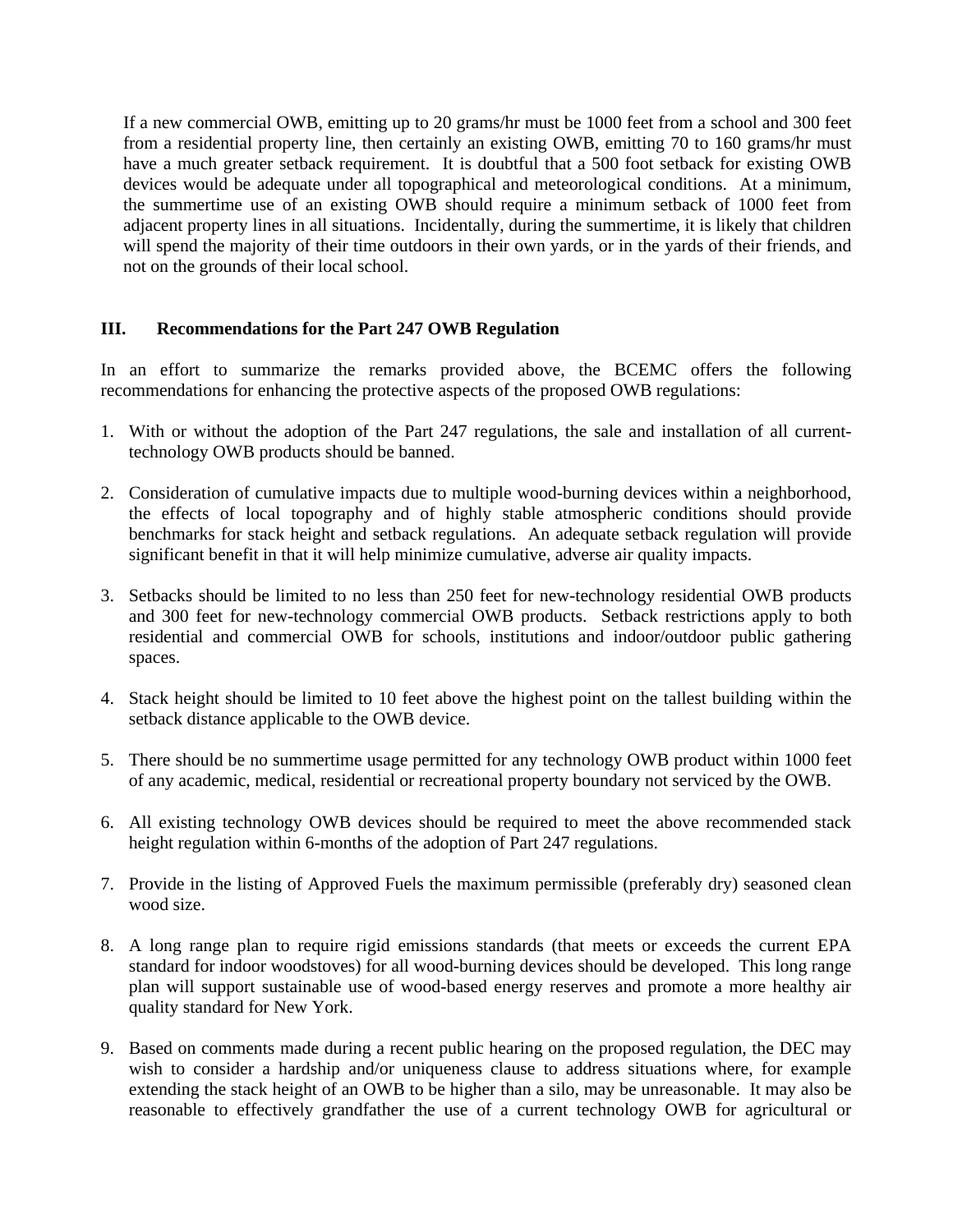If a new commercial OWB, emitting up to 20 grams/hr must be 1000 feet from a school and 300 feet from a residential property line, then certainly an existing OWB, emitting 70 to 160 grams/hr must have a much greater setback requirement. It is doubtful that a 500 foot setback for existing OWB devices would be adequate under all topographical and meteorological conditions. At a minimum, the summertime use of an existing OWB should require a minimum setback of 1000 feet from adjacent property lines in all situations. Incidentally, during the summertime, it is likely that children will spend the majority of their time outdoors in their own yards, or in the yards of their friends, and not on the grounds of their local school.

## III. Recommendations for the Part 247 OWB Regulation

In an effort to summarize the remarks provided above, the BCEMC offers the following recommendations for enhancing the protective aspects of the proposed OWB regulations:

1. With or without the adoption of the Part 247 regulations, the sale and installation of all current-technology OWB products should be banned.

2. Consideration of cumulative impacts due to multiple wood-burning devices within a neighborhood, the effects of local topography and of highly stable atmospheric conditions should provide benchmarks for stack height and setback regulations. An adequate setback regulation will provide significant benefit in that it will help minimize cumulative, adverse air quality impacts.

3. Setbacks should be limited to no less than 250 feet for new-technology residential OWB products and 300 feet for new-technology commercial OWB products. Setback restrictions apply to both residential and commercial OWB for schools, institutions and indoor/outdoor public gathering spaces.

4. Stack height should be limited to 10 feet above the highest point on the tallest building within the setback distance applicable to the OWB device.

5. There should be no summertime usage permitted for any technology OWB product within 1000 feet of any academic, medical, residential or recreational property boundary not serviced by the OWB.

6. All existing technology OWB devices should be required to meet the above recommended stack height regulation within 6-months of the adoption of Part 247 regulations.

7. Provide in the listing of Approved Fuels the maximum permissible (preferably dry) seasoned clean wood size.

8. A long range plan to require rigid emissions standards (that meets or exceeds the current EPA standard for indoor woodstoves) for all wood-burning devices should be developed. This long range plan will support sustainable use of wood-based energy reserves and promote a more healthy air quality standard for New York.

9. Based on comments made during a recent public hearing on the proposed regulation, the DEC may wish to consider a hardship and/or uniqueness clause to address situations where, for example extending the stack height of an OWB to be higher than a silo, may be unreasonable. It may also be reasonable to effectively grandfather the use of a current technology OWB for agricultural or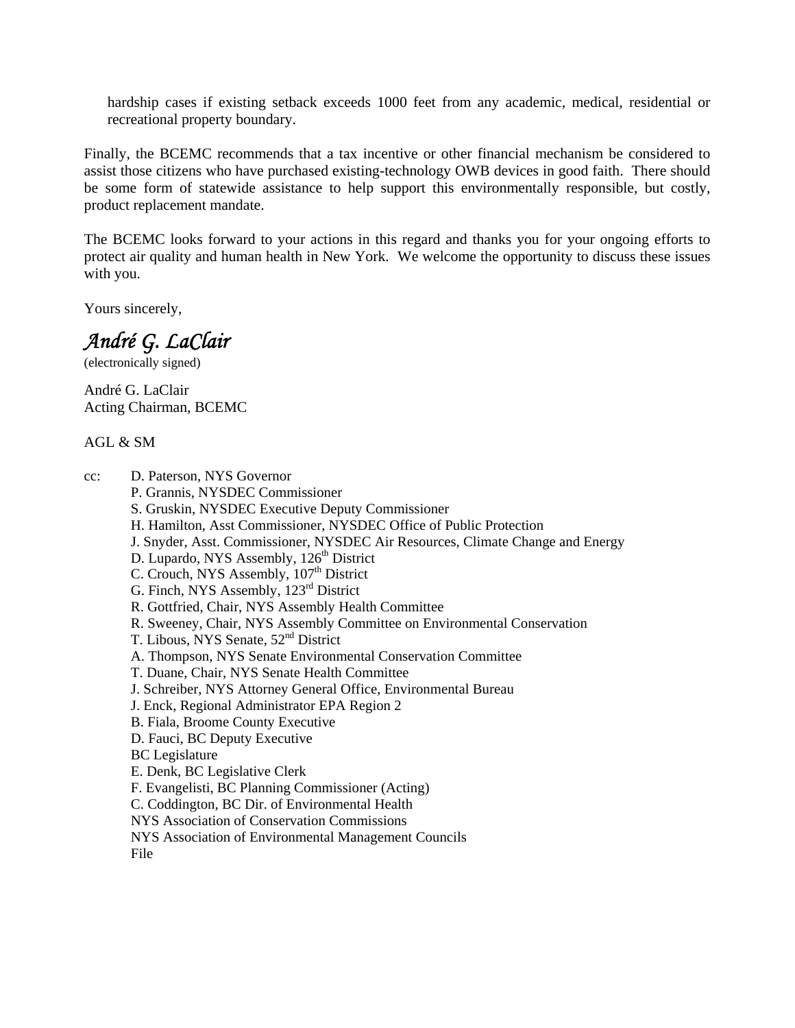hardship cases if existing setback exceeds 1000 feet from any academic, medical, residential or recreational property boundary.

Finally, the BCEMC recommends that a tax incentive or other financial mechanism be considered to assist those citizens who have purchased existing-technology OWB devices in good faith. There should be some form of statewide assistance to help support this environmentally responsible, but costly, product replacement mandate.

The BCEMC looks forward to your actions in this regard and thanks you for your ongoing efforts to protect air quality and human health in New York. We welcome the opportunity to discuss these issues with you.

Yours sincerely,

*André G. LaClair*
(electronically signed)

André G. LaClair
Acting Chairman, BCEMC

AGL & SM

cc: D. Paterson, NYS Governor
P. Grannis, NYSDEC Commissioner
S. Gruskin, NYSDEC Executive Deputy Commissioner
H. Hamilton, Asst Commissioner, NYSDEC Office of Public Protection
J. Snyder, Asst. Commissioner, NYSDEC Air Resources, Climate Change and Energy
D. Lupardo, NYS Assembly, 126th District
C. Crouch, NYS Assembly, 107th District
G. Finch, NYS Assembly, 123rd District
R. Gottfried, Chair, NYS Assembly Health Committee
R. Sweeney, Chair, NYS Assembly Committee on Environmental Conservation
T. Libous, NYS Senate, 52nd District
A. Thompson, NYS Senate Environmental Conservation Committee
T. Duane, Chair, NYS Senate Health Committee
J. Schreiber, NYS Attorney General Office, Environmental Bureau
J. Enck, Regional Administrator EPA Region 2
B. Fiala, Broome County Executive
D. Fauci, BC Deputy Executive
BC Legislature
E. Denk, BC Legislative Clerk
F. Evangelisti, BC Planning Commissioner (Acting)
C. Coddington, BC Dir. of Environmental Health
NYS Association of Conservation Commissions
NYS Association of Environmental Management Councils
File